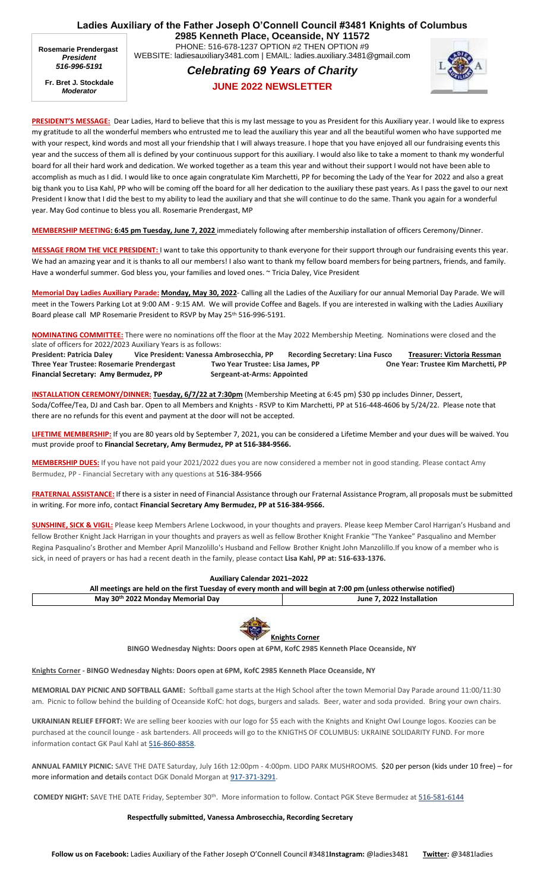# Ladies Auxiliary of the Father Joseph O'Connell Council #3481 Knights of Columbus

**2985 Kenneth Place, Oceanside, NY 11572**

PHONE: 516-678-1237 OPTION #2 THEN OPTION #9

WEBSITE: ladiesauxiliary3481.com | EMAIL: ladies.auxiliary.3481@gmail.com

**Rosemarie Prendergast**
*President*
*516-996-5191*

**Fr. Bret J. Stockdale**
*Moderator*

## *Celebrating 69 Years of Charity*

## JUNE 2022 NEWSLETTER

**PRESIDENT'S MESSAGE:** Dear Ladies, Hard to believe that this is my last message to you as President for this Auxiliary year. I would like to express my gratitude to all the wonderful members who entrusted me to lead the auxiliary this year and all the beautiful women who have supported me with your respect, kind words and most all your friendship that I will always treasure. I hope that you have enjoyed all our fundraising events this year and the success of them all is defined by your continuous support for this auxiliary. I would also like to take a moment to thank my wonderful board for all their hard work and dedication. We worked together as a team this year and without their support I would not have been able to accomplish as much as I did. I would like to once again congratulate Kim Marchetti, PP for becoming the Lady of the Year for 2022 and also a great big thank you to Lisa Kahl, PP who will be coming off the board for all her dedication to the auxiliary these past years. As I pass the gavel to our next President I know that I did the best to my ability to lead the auxiliary and that she will continue to do the same. Thank you again for a wonderful year. May God continue to bless you all. Rosemarie Prendergast, MP

**MEMBERSHIP MEETING: 6:45 pm Tuesday, June 7, 2022** immediately following after membership installation of officers Ceremony/Dinner.

**MESSAGE FROM THE VICE PRESIDENT:** I want to take this opportunity to thank everyone for their support through our fundraising events this year. We had an amazing year and it is thanks to all our members! I also want to thank my fellow board members for being partners, friends, and family. Have a wonderful summer. God bless you, your families and loved ones. ~ Tricia Daley, Vice President

**Memorial Day Ladies Auxiliary Parade: Monday, May 30, 2022**- Calling all the Ladies of the Auxiliary for our annual Memorial Day Parade. We will meet in the Towers Parking Lot at 9:00 AM - 9:15 AM. We will provide Coffee and Bagels. If you are interested in walking with the Ladies Auxiliary Board please call MP Rosemarie President to RSVP by May 25th 516-996-5191.

**NOMINATING COMMITTEE:** There were no nominations off the floor at the May 2022 Membership Meeting. Nominations were closed and the slate of officers for 2022/2023 Auxiliary Years is as follows:

**President: Patricia Daley** | **Vice President: Vanessa Ambrosecchia, PP** | **Recording Secretary: Lina Fusco** | **Treasurer: Victoria Ressman**
**Three Year Trustee: Rosemarie Prendergast** | **Two Year Trustee: Lisa James, PP** | **One Year: Trustee Kim Marchetti, PP**
**Financial Secretary: Amy Bermudez, PP** | **Sergeant-at-Arms: Appointed**

**INSTALLATION CEREMONY/DINNER: Tuesday, 6/7/22 at 7:30pm** (Membership Meeting at 6:45 pm) $30 pp includes Dinner, Dessert, Soda/Coffee/Tea, DJ and Cash bar. Open to all Members and Knights - RSVP to Kim Marchetti, PP at 516-448-4606 by 5/24/22. Please note that there are no refunds for this event and payment at the door will not be accepted.

**LIFETIME MEMBERSHIP:** If you are 80 years old by September 7, 2021, you can be considered a Lifetime Member and your dues will be waived. You must provide proof to **Financial Secretary, Amy Bermudez, PP at 516-384-9566.**

**MEMBERSHIP DUES:** If you have not paid your 2021/2022 dues you are now considered a member not in good standing. Please contact Amy Bermudez, PP - Financial Secretary with any questions at 516-384-9566

**FRATERNAL ASSISTANCE:** If there is a sister in need of Financial Assistance through our Fraternal Assistance Program, all proposals must be submitted in writing. For more info, contact **Financial Secretary Amy Bermudez, PP at 516-384-9566.**

**SUNSHINE, SICK & VIGIL:** Please keep Members Arlene Lockwood, in your thoughts and prayers. Please keep Member Carol Harrigan's Husband and fellow Brother Knight Jack Harrigan in your thoughts and prayers as well as fellow Brother Knight Frankie "The Yankee" Pasqualino and Member Regina Pasqualino's Brother and Member April Manzolillo's Husband and Fellow Brother Knight John Manzolillo.If you know of a member who is sick, in need of prayers or has had a recent death in the family, please contact **Lisa Kahl, PP at: 516-633-1376.**

**Auxiliary Calendar 2021–2022**

**All meetings are held on the first Tuesday of every month and will begin at 7:00 pm (unless otherwise notified)**

| May 30th 2022 Monday Memorial Day | June 7, 2022 Installation |
|---|---|

## Knights Corner

**BINGO Wednesday Nights: Doors open at 6PM, KofC 2985 Kenneth Place Oceanside, NY**

**Knights Corner - BINGO Wednesday Nights: Doors open at 6PM, KofC 2985 Kenneth Place Oceanside, NY**

**MEMORIAL DAY PICNIC AND SOFTBALL GAME:** Softball game starts at the High School after the town Memorial Day Parade around 11:00/11:30 am. Picnic to follow behind the building of Oceanside KofC: hot dogs, burgers and salads. Beer, water and soda provided. Bring your own chairs.

**UKRAINIAN RELIEF EFFORT:** We are selling beer koozies with our logo for $5 each with the Knights and Knight Owl Lounge logos. Koozies can be purchased at the council lounge - ask bartenders. All proceeds will go to the KNIGTHS OF COLUMBUS: UKRAINE SOLIDARITY FUND. For more information contact GK Paul Kahl at 516-860-8858.

**ANNUAL FAMILY PICNIC:** SAVE THE DATE Saturday, July 16th 12:00pm - 4:00pm. LIDO PARK MUSHROOMS. $20 per person (kids under 10 free) – for more information and details contact DGK Donald Morgan at 917-371-3291.

**COMEDY NIGHT:** SAVE THE DATE Friday, September 30th. More information to follow. Contact PGK Steve Bermudez at 516-581-6144

**Respectfully submitted, Vanessa Ambrosecchia, Recording Secretary**

**Follow us on Facebook:** Ladies Auxiliary of the Father Joseph O'Connell Council #3481 **Instagram:** @ladies3481 **Twitter:** @3481ladies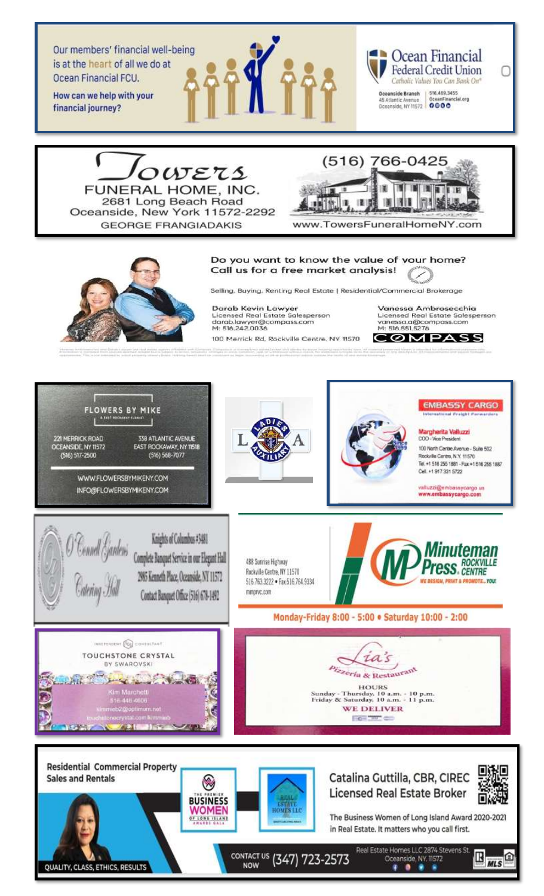Our members' financial well-being is at the heart of all we do at Ocean Financial FCU.

How can we help with your financial journey?

**Ocean Financial Federal Credit Union**

*Catholic Values You Can Bank On*

Oceanside Branch
45 Atlantic Avenue
Oceanside, NY 11572

516.469.3455
OceanFinancial.org

---

**Towers FUNERAL HOME, INC.**

2681 Long Beach Road
Oceanside, New York 11572-2292

GEORGE FRANGIADAKIS

(516) 766-0425

www.TowersFuneralHomeNY.com

---

**Do you want to know the value of your home?**
**Call us for a free market analysis!**

Selling, Buying, Renting Real Estate | Residential/Commercial Brokerage

**Darab Kevin Lawyer**
Licensed Real Estate Salesperson
darab.lawyer@compass.com
M: 516.242.0036

**Vanessa Ambrosecchia**
Licensed Real Estate Salesperson
vanessa.a@compass.com
M: 516.551.5276

100 Merrick Rd, Rockville Centre, NY 11570

COMPASS

---

**FLOWERS BY MIKE**

A EAST ROCKAWAY FLORIST

221 MERRICK ROAD
OCEANSIDE, NY 11572
(516) 517-2500

338 ATLANTIC AVENUE
EAST ROCKAWAY, NY 11518
(516) 568-7077

WWW.FLOWERSBYMIKENY.COM
INFO@FLOWERSBYMIKENY.COM

---

L LADIES AUXILIARY A

---

**EMBASSY CARGO**

International Freight Forwarders

Since 1999

Margherita Valluzzi
COO - Vice President
100 North Centre Avenue - Suite 502
Rockville Centre, N.Y. 11570
Tel. +1 516 256 1881 - Fax +1 516 256 1887
Cell. +1 917 331 5722

valluzzi@embassycargo.us
www.embassycargo.com

---

**O'Connell Gardens Catering Hall**

Knights of Columbus #3481
Complete Banquet Service in our Elegant Hall
2985 Kenneth Place, Oceanside, NY 11572
Contact Banquet Office (516) 678-1492

---

**Minuteman Press** ROCKVILLE CENTRE

WE DESIGN, PRINT & PROMOTE...YOU!

488 Sunrise Highway
Rockville Centre, NY 11570
516.763.3222 • Fax 516.764.9334
mmprvc.com

Monday-Friday 8:00 - 5:00 • Saturday 10:00 - 2:00

---

INDEPENDENT CONSULTANT

**TOUCHSTONE CRYSTAL**
BY SWAROVSKI

Kim Marchetti
516-448-4608
kimmieb2@optimum.net
touchstonecrystal.com/kimmieb

---

**Lia's Pizzeria & Restaurant**

HOURS
Sunday - Thursday, 10 a.m. - 10 p.m.
Friday & Saturday, 10 a.m. - 11 p.m.

WE DELIVER

---

Residential Commercial Property Sales and Rentals

THE PREMIER BUSINESS WOMEN OF LONG ISLAND AWARDS GALA

REAL ESTATE HOMES LLC

**Catalina Guttilla, CBR, CIREC**
**Licensed Real Estate Broker**

The Business Women of Long Island Award 2020-2021 in Real Estate. It matters who you call first.

QUALITY, CLASS, ETHICS, RESULTS

CONTACT US NOW (347) 723-2573

Real Estate Homes LLC 2874 Stevens St.
Oceanside, NY. 11572